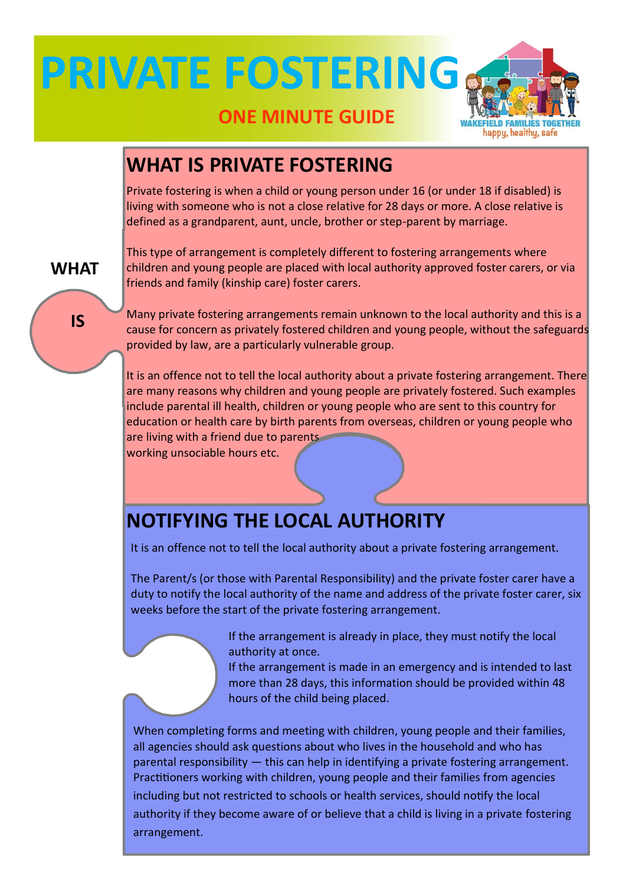# PRIVATE FOSTERING

**ONE MINUTE GUIDE**

WAKEFIELD FAMILIES TOGETHER
happy, healthy, safe

**WHAT IS**

## WHAT IS PRIVATE FOSTERING

Private fostering is when a child or young person under 16 (or under 18 if disabled) is living with someone who is not a close relative for 28 days or more. A close relative is defined as a grandparent, aunt, uncle, brother or step-parent by marriage.

This type of arrangement is completely different to fostering arrangements where children and young people are placed with local authority approved foster carers, or via friends and family (kinship care) foster carers.

Many private fostering arrangements remain unknown to the local authority and this is a cause for concern as privately fostered children and young people, without the safeguards provided by law, are a particularly vulnerable group.

It is an offence not to tell the local authority about a private fostering arrangement. There are many reasons why children and young people are privately fostered. Such examples include parental ill health, children or young people who are sent to this country for education or health care by birth parents from overseas, children or young people who are living with a friend due to parents working unsociable hours etc.

## NOTIFYING THE LOCAL AUTHORITY

It is an offence not to tell the local authority about a private fostering arrangement.

The Parent/s (or those with Parental Responsibility) and the private foster carer have a duty to notify the local authority of the name and address of the private foster carer, six weeks before the start of the private fostering arrangement.

If the arrangement is already in place, they must notify the local authority at once.
If the arrangement is made in an emergency and is intended to last more than 28 days, this information should be provided within 48 hours of the child being placed.

When completing forms and meeting with children, young people and their families, all agencies should ask questions about who lives in the household and who has parental responsibility — this can help in identifying a private fostering arrangement. Practitioners working with children, young people and their families from agencies including but not restricted to schools or health services, should notify the local authority if they become aware of or believe that a child is living in a private fostering arrangement.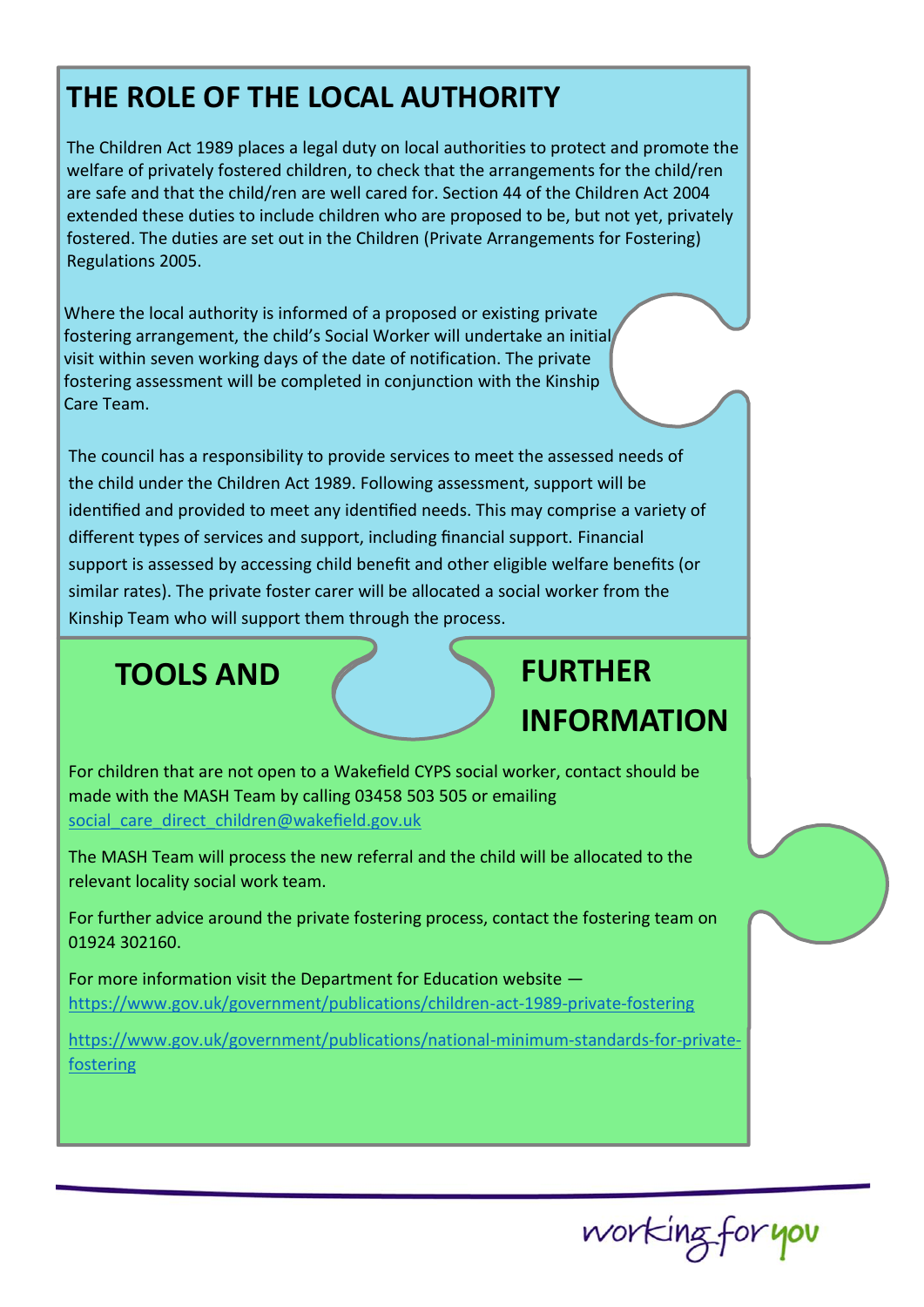# THE ROLE OF THE LOCAL AUTHORITY

The Children Act 1989 places a legal duty on local authorities to protect and promote the welfare of privately fostered children, to check that the arrangements for the child/ren are safe and that the child/ren are well cared for. Section 44 of the Children Act 2004 extended these duties to include children who are proposed to be, but not yet, privately fostered. The duties are set out in the Children (Private Arrangements for Fostering) Regulations 2005.

Where the local authority is informed of a proposed or existing private fostering arrangement, the child's Social Worker will undertake an initial visit within seven working days of the date of notification. The private fostering assessment will be completed in conjunction with the Kinship Care Team.

The council has a responsibility to provide services to meet the assessed needs of the child under the Children Act 1989. Following assessment, support will be identified and provided to meet any identified needs. This may comprise a variety of different types of services and support, including financial support. Financial support is assessed by accessing child benefit and other eligible welfare benefits (or similar rates). The private foster carer will be allocated a social worker from the Kinship Team who will support them through the process.

# TOOLS AND FURTHER INFORMATION

For children that are not open to a Wakefield CYPS social worker, contact should be made with the MASH Team by calling 03458 503 505 or emailing social_care_direct_children@wakefield.gov.uk

The MASH Team will process the new referral and the child will be allocated to the relevant locality social work team.

For further advice around the private fostering process, contact the fostering team on 01924 302160.

For more information visit the Department for Education website — https://www.gov.uk/government/publications/children-act-1989-private-fostering

https://www.gov.uk/government/publications/national-minimum-standards-for-private-fostering

working for you